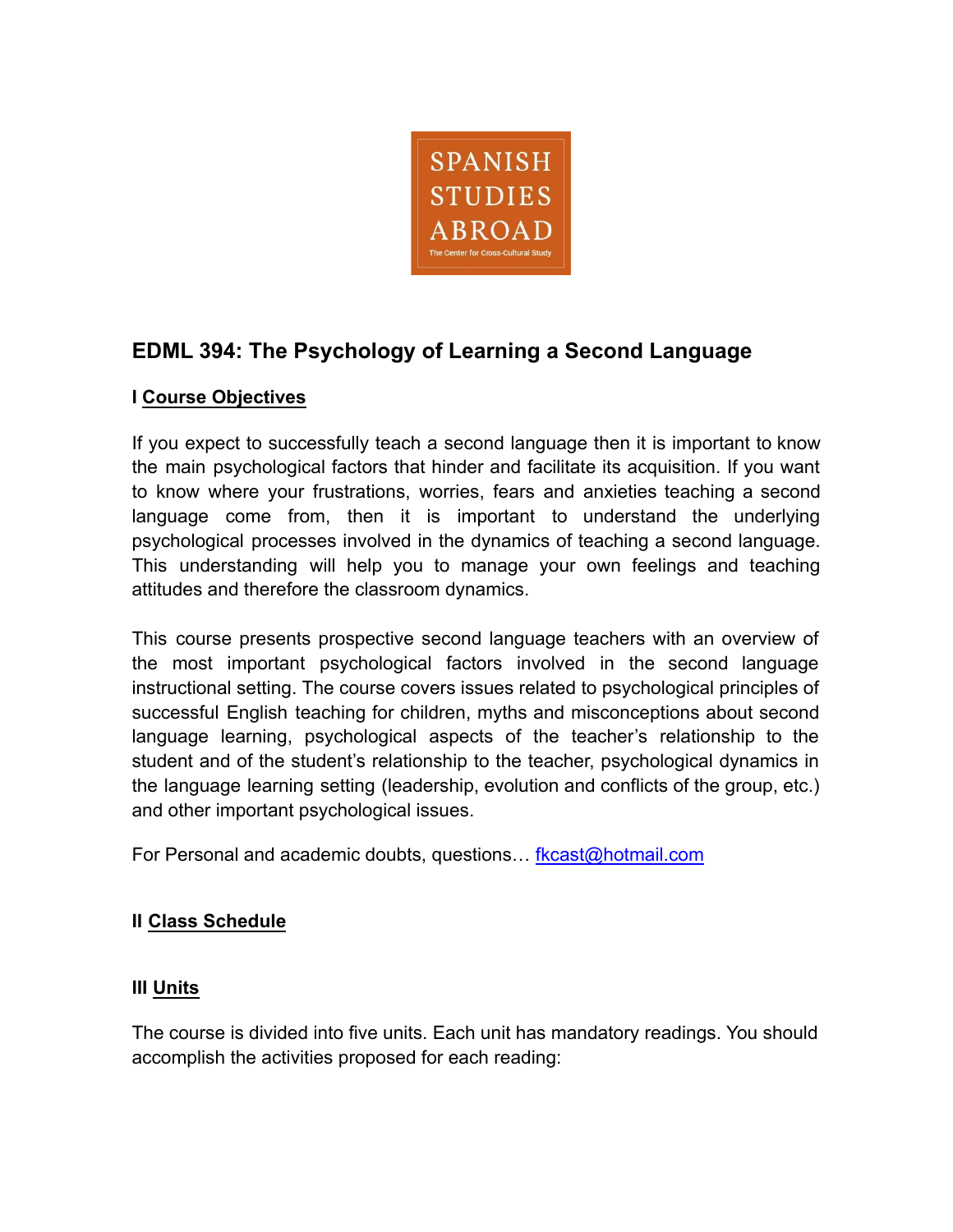SPANISH STUDIES ABROAD

The Center for Cross-Cultural Study

## EDML 394: The Psychology of Learning a Second Language

### I Course Objectives

If you expect to successfully teach a second language then it is important to know the main psychological factors that hinder and facilitate its acquisition. If you want to know where your frustrations, worries, fears and anxieties teaching a second language come from, then it is important to understand the underlying psychological processes involved in the dynamics of teaching a second language. This understanding will help you to manage your own feelings and teaching attitudes and therefore the classroom dynamics.

This course presents prospective second language teachers with an overview of the most important psychological factors involved in the second language instructional setting. The course covers issues related to psychological principles of successful English teaching for children, myths and misconceptions about second language learning, psychological aspects of the teacher's relationship to the student and of the student's relationship to the teacher, psychological dynamics in the language learning setting (leadership, evolution and conflicts of the group, etc.) and other important psychological issues.

For Personal and academic doubts, questions… fkcast@hotmail.com

### II Class Schedule

### III Units

The course is divided into five units. Each unit has mandatory readings. You should accomplish the activities proposed for each reading: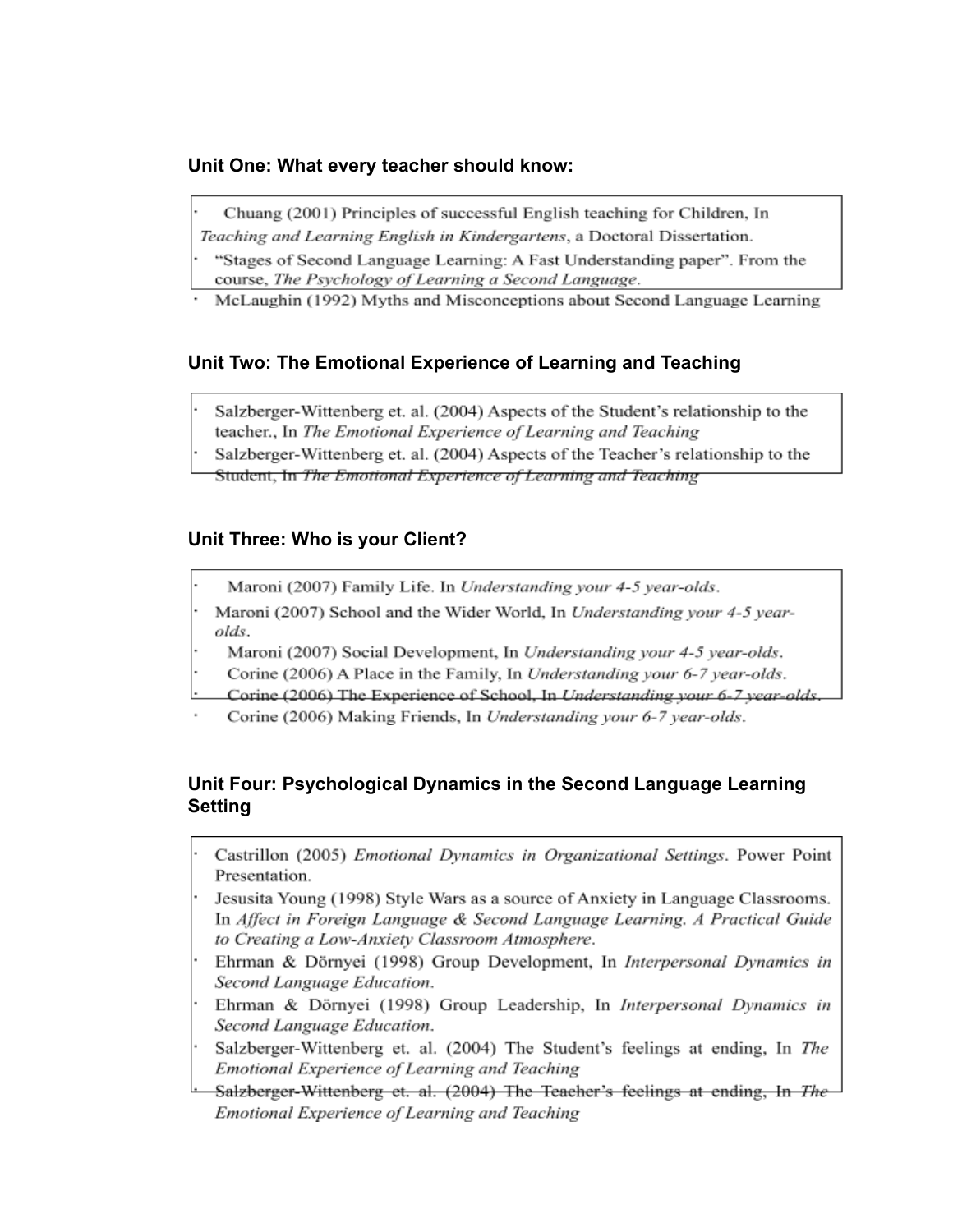### Unit One: What every teacher should know:

- Chuang (2001) Principles of successful English teaching for Children, In *Teaching and Learning English in Kindergartens*, a Doctoral Dissertation.
- "Stages of Second Language Learning: A Fast Understanding paper". From the course, *The Psychology of Learning a Second Language*.
- McLaughin (1992) Myths and Misconceptions about Second Language Learning

### Unit Two: The Emotional Experience of Learning and Teaching

- Salzberger-Wittenberg et. al. (2004) Aspects of the Student's relationship to the teacher., In *The Emotional Experience of Learning and Teaching*
- Salzberger-Wittenberg et. al. (2004) Aspects of the Teacher's relationship to the Student, In *The Emotional Experience of Learning and Teaching*

### Unit Three: Who is your Client?

- Maroni (2007) Family Life. In *Understanding your 4-5 year-olds*.
- Maroni (2007) School and the Wider World, In *Understanding your 4-5 year-olds*.
- Maroni (2007) Social Development, In *Understanding your 4-5 year-olds*.
- Corine (2006) A Place in the Family, In *Understanding your 6-7 year-olds*.
- Corine (2006) The Experience of School, In *Understanding your 6-7 year-olds*.
- Corine (2006) Making Friends, In *Understanding your 6-7 year-olds*.

### Unit Four: Psychological Dynamics in the Second Language Learning Setting

- Castrillon (2005) *Emotional Dynamics in Organizational Settings*. Power Point Presentation.
- Jesusita Young (1998) Style Wars as a source of Anxiety in Language Classrooms. In *Affect in Foreign Language & Second Language Learning. A Practical Guide to Creating a Low-Anxiety Classroom Atmosphere*.
- Ehrman & Dörnyei (1998) Group Development, In *Interpersonal Dynamics in Second Language Education*.
- Ehrman & Dörnyei (1998) Group Leadership, In *Interpersonal Dynamics in Second Language Education*.
- Salzberger-Wittenberg et. al. (2004) The Student's feelings at ending, In *The Emotional Experience of Learning and Teaching*
- Salzberger-Wittenberg et. al. (2004) The Teacher's feelings at ending, In *The Emotional Experience of Learning and Teaching*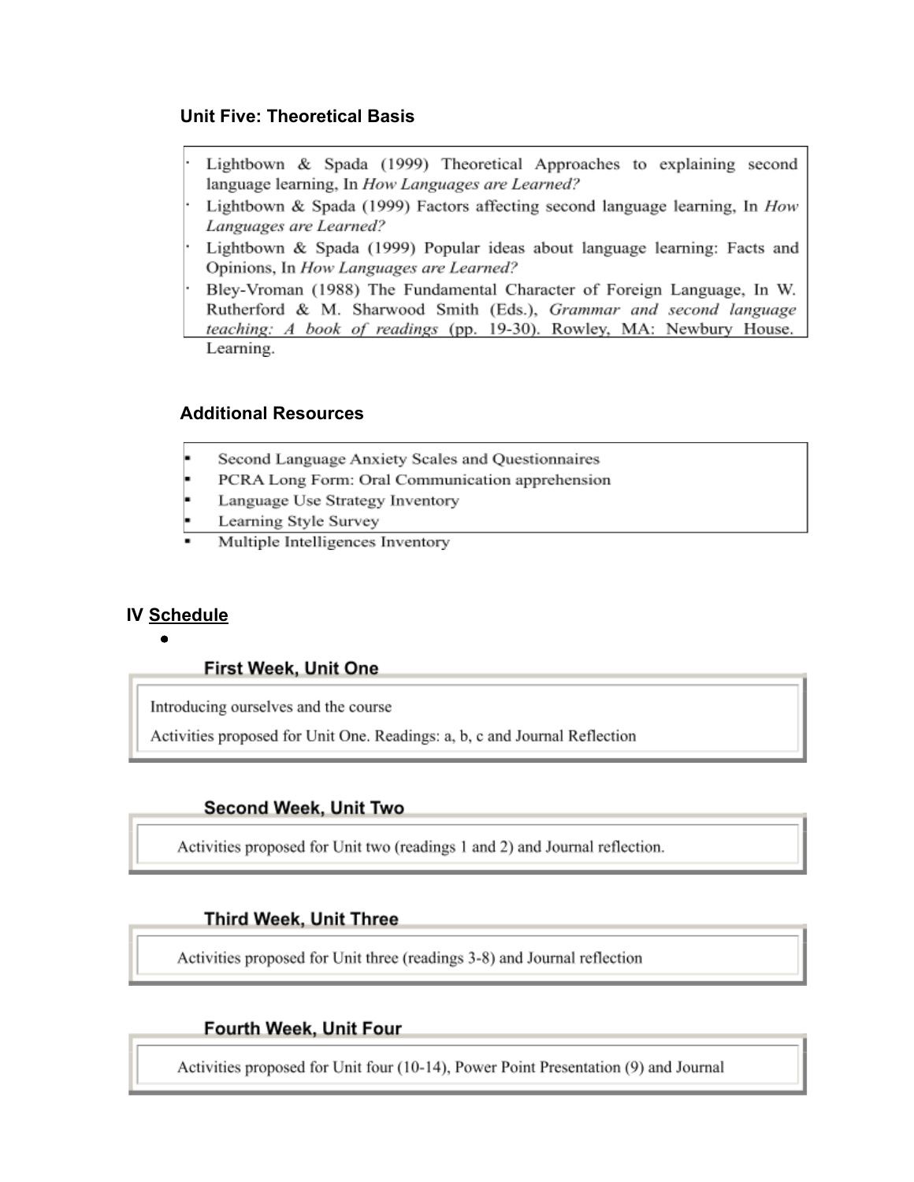### Unit Five: Theoretical Basis

- Lightbown & Spada (1999) Theoretical Approaches to explaining second language learning, In *How Languages are Learned?*
- Lightbown & Spada (1999) Factors affecting second language learning, In *How Languages are Learned?*
- Lightbown & Spada (1999) Popular ideas about language learning: Facts and Opinions, In *How Languages are Learned?*
- Bley-Vroman (1988) The Fundamental Character of Foreign Language, In W. Rutherford & M. Sharwood Smith (Eds.), *Grammar and second language teaching: A book of readings* (pp. 19-30). Rowley, MA: Newbury House. Learning.

### Additional Resources

- Second Language Anxiety Scales and Questionnaires
- PCRA Long Form: Oral Communication apprehension
- Language Use Strategy Inventory
- Learning Style Survey
- Multiple Intelligences Inventory

## IV Schedule

### First Week, Unit One

Introducing ourselves and the course

Activities proposed for Unit One. Readings: a, b, c and Journal Reflection

### Second Week, Unit Two

Activities proposed for Unit two (readings 1 and 2) and Journal reflection.

### Third Week, Unit Three

Activities proposed for Unit three (readings 3-8) and Journal reflection

### Fourth Week, Unit Four

Activities proposed for Unit four (10-14), Power Point Presentation (9) and Journal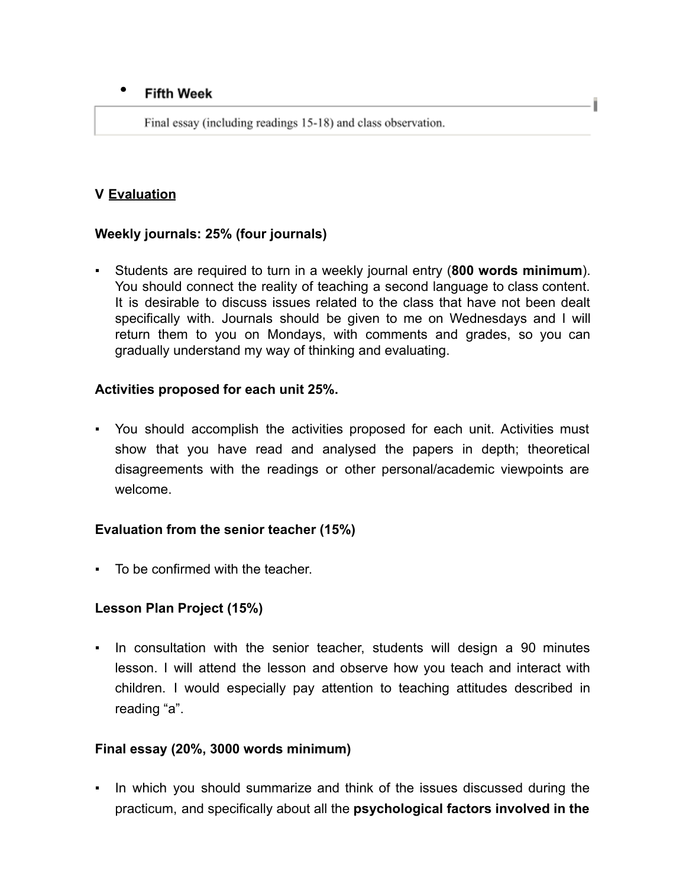- **Fifth Week**

| Final essay (including readings 15-18) and class observation. |
| --- |

## V <u>Evaluation</u>

**Weekly journals: 25% (four journals)**

- Students are required to turn in a weekly journal entry (**800 words minimum**). You should connect the reality of teaching a second language to class content. It is desirable to discuss issues related to the class that have not been dealt specifically with. Journals should be given to me on Wednesdays and I will return them to you on Mondays, with comments and grades, so you can gradually understand my way of thinking and evaluating.

**Activities proposed for each unit 25%.**

- You should accomplish the activities proposed for each unit. Activities must show that you have read and analysed the papers in depth; theoretical disagreements with the readings or other personal/academic viewpoints are welcome.

**Evaluation from the senior teacher (15%)**

- To be confirmed with the teacher.

**Lesson Plan Project (15%)**

- In consultation with the senior teacher, students will design a 90 minutes lesson. I will attend the lesson and observe how you teach and interact with children. I would especially pay attention to teaching attitudes described in reading "a".

**Final essay (20%, 3000 words minimum)**

- In which you should summarize and think of the issues discussed during the practicum, and specifically about all the **psychological factors involved in the**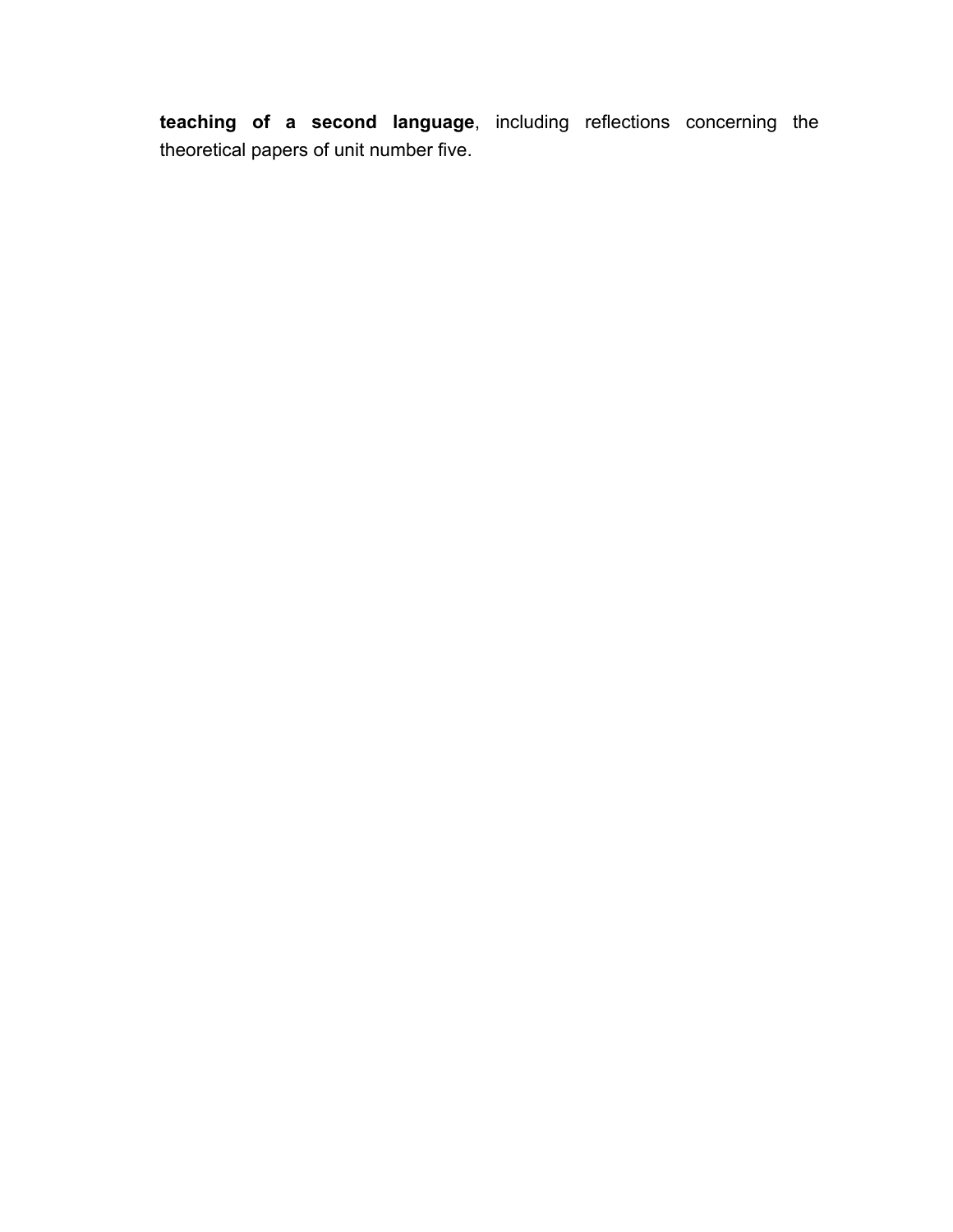**teaching of a second language**, including reflections concerning the theoretical papers of unit number five.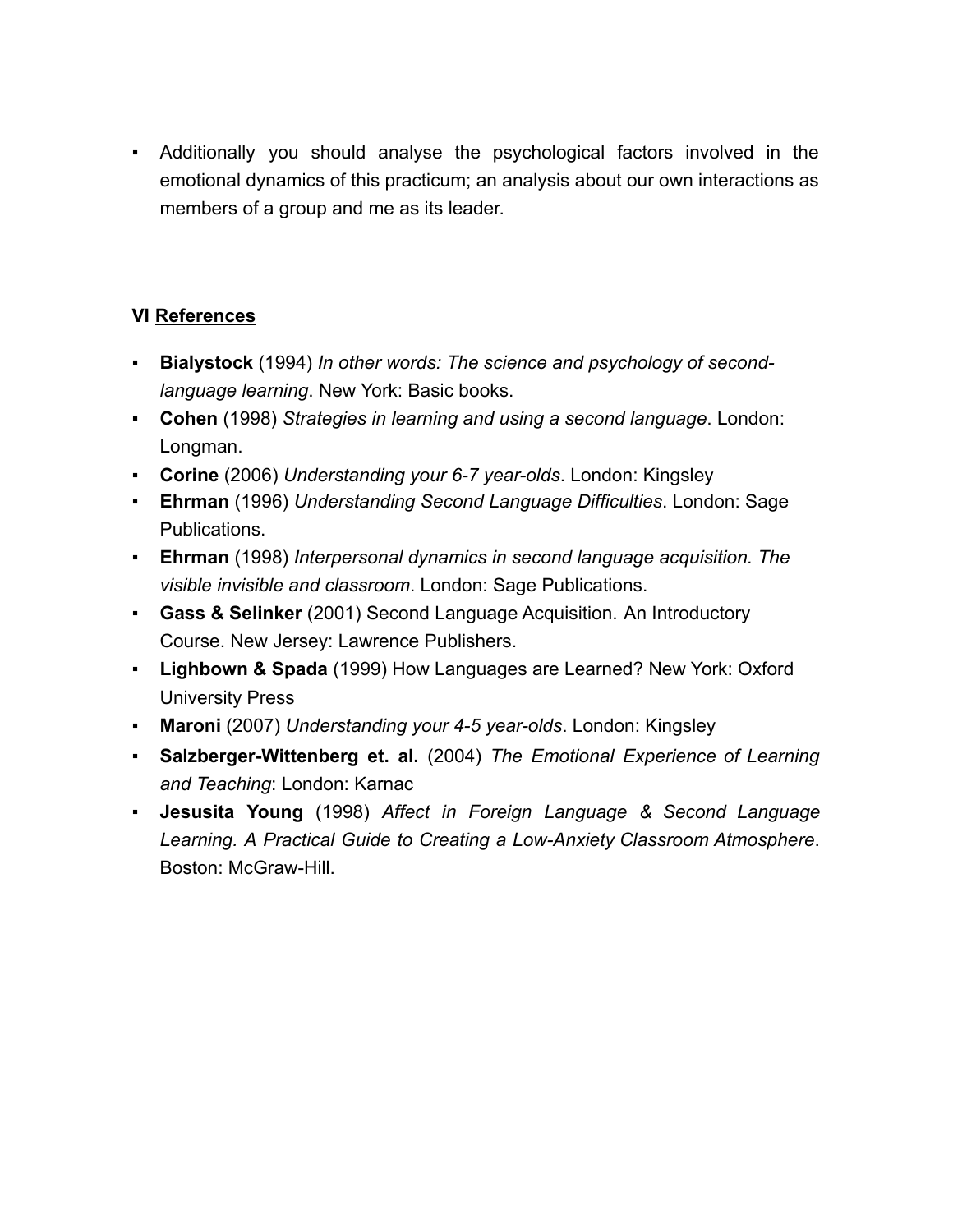- Additionally you should analyse the psychological factors involved in the emotional dynamics of this practicum; an analysis about our own interactions as members of a group and me as its leader.

## VI <u>References</u>

- **Bialystock** (1994) *In other words: The science and psychology of second-language learning*. New York: Basic books.
- **Cohen** (1998) *Strategies in learning and using a second language*. London: Longman.
- **Corine** (2006) *Understanding your 6-7 year-olds*. London: Kingsley
- **Ehrman** (1996) *Understanding Second Language Difficulties*. London: Sage Publications.
- **Ehrman** (1998) *Interpersonal dynamics in second language acquisition. The visible invisible and classroom*. London: Sage Publications.
- **Gass & Selinker** (2001) Second Language Acquisition. An Introductory Course. New Jersey: Lawrence Publishers.
- **Lighbown & Spada** (1999) How Languages are Learned? New York: Oxford University Press
- **Maroni** (2007) *Understanding your 4-5 year-olds*. London: Kingsley
- **Salzberger-Wittenberg et. al.** (2004) *The Emotional Experience of Learning and Teaching*: London: Karnac
- **Jesusita Young** (1998) *Affect in Foreign Language & Second Language Learning. A Practical Guide to Creating a Low-Anxiety Classroom Atmosphere*. Boston: McGraw-Hill.